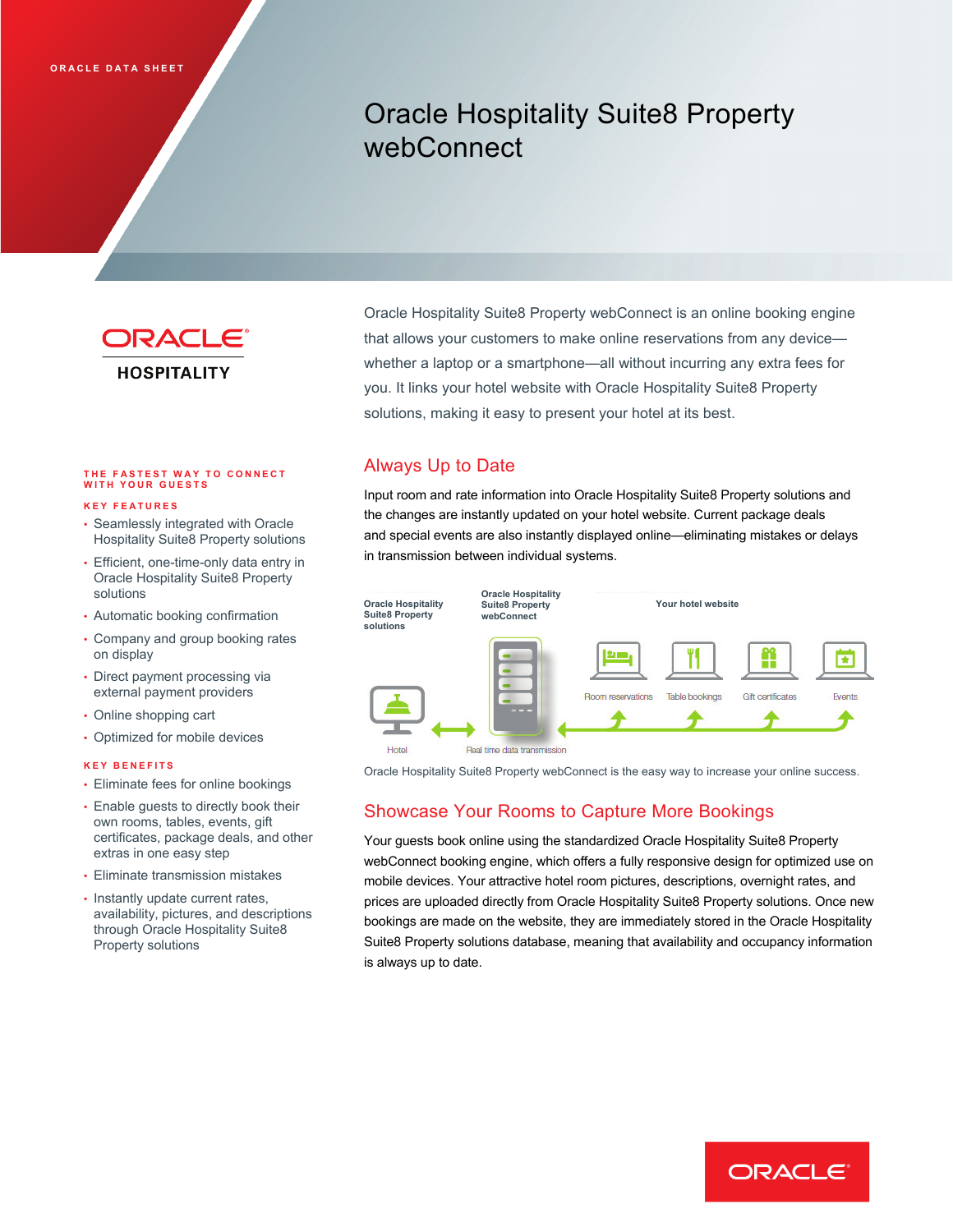ORACLE DATA SHEET

# Oracle Hospitality Suite8 Property webConnect

ORACLE HOSPITALITY

Oracle Hospitality Suite8 Property webConnect is an online booking engine that allows your customers to make online reservations from any device—whether a laptop or a smartphone—all without incurring any extra fees for you. It links your hotel website with Oracle Hospitality Suite8 Property solutions, making it easy to present your hotel at its best.

**THE FASTEST WAY TO CONNECT WITH YOUR GUESTS**

**KEY FEATURES**

- Seamlessly integrated with Oracle Hospitality Suite8 Property solutions
- Efficient, one-time-only data entry in Oracle Hospitality Suite8 Property solutions
- Automatic booking confirmation
- Company and group booking rates on display
- Direct payment processing via external payment providers
- Online shopping cart
- Optimized for mobile devices

**KEY BENEFITS**

- Eliminate fees for online bookings
- Enable guests to directly book their own rooms, tables, events, gift certificates, package deals, and other extras in one easy step
- Eliminate transmission mistakes
- Instantly update current rates, availability, pictures, and descriptions through Oracle Hospitality Suite8 Property solutions

## Always Up to Date

Input room and rate information into Oracle Hospitality Suite8 Property solutions and the changes are instantly updated on your hotel website. Current package deals and special events are also instantly displayed online—eliminating mistakes or delays in transmission between individual systems.

Oracle Hospitality Suite8 Property solutions | Oracle Hospitality Suite8 Property webConnect | Your hotel website

Hotel | Real time data transmission | Room reservations | Table bookings | Gift certificates | Events

Oracle Hospitality Suite8 Property webConnect is the easy way to increase your online success.

## Showcase Your Rooms to Capture More Bookings

Your guests book online using the standardized Oracle Hospitality Suite8 Property webConnect booking engine, which offers a fully responsive design for optimized use on mobile devices. Your attractive hotel room pictures, descriptions, overnight rates, and prices are uploaded directly from Oracle Hospitality Suite8 Property solutions. Once new bookings are made on the website, they are immediately stored in the Oracle Hospitality Suite8 Property solutions database, meaning that availability and occupancy information is always up to date.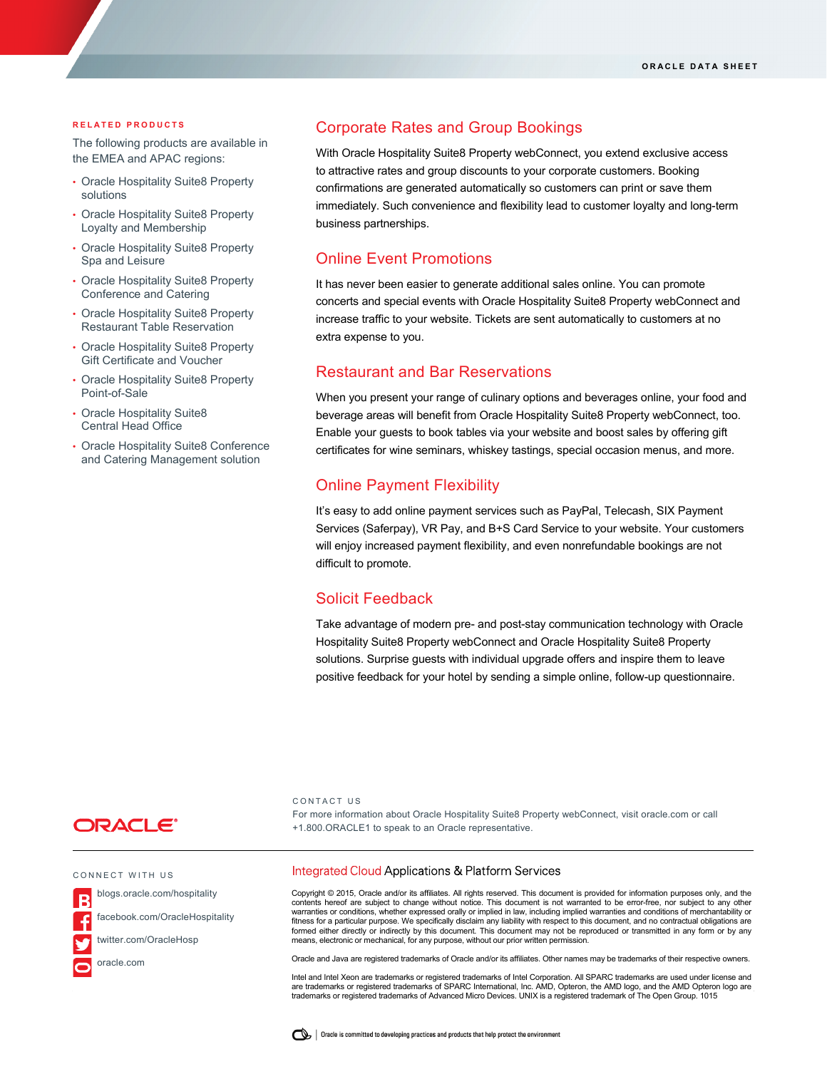## RELATED PRODUCTS

The following products are available in the EMEA and APAC regions:

- Oracle Hospitality Suite8 Property solutions
- Oracle Hospitality Suite8 Property Loyalty and Membership
- Oracle Hospitality Suite8 Property Spa and Leisure
- Oracle Hospitality Suite8 Property Conference and Catering
- Oracle Hospitality Suite8 Property Restaurant Table Reservation
- Oracle Hospitality Suite8 Property Gift Certificate and Voucher
- Oracle Hospitality Suite8 Property Point-of-Sale
- Oracle Hospitality Suite8 Central Head Office
- Oracle Hospitality Suite8 Conference and Catering Management solution

## Corporate Rates and Group Bookings

With Oracle Hospitality Suite8 Property webConnect, you extend exclusive access to attractive rates and group discounts to your corporate customers. Booking confirmations are generated automatically so customers can print or save them immediately. Such convenience and flexibility lead to customer loyalty and long-term business partnerships.

## Online Event Promotions

It has never been easier to generate additional sales online. You can promote concerts and special events with Oracle Hospitality Suite8 Property webConnect and increase traffic to your website. Tickets are sent automatically to customers at no extra expense to you.

## Restaurant and Bar Reservations

When you present your range of culinary options and beverages online, your food and beverage areas will benefit from Oracle Hospitality Suite8 Property webConnect, too. Enable your guests to book tables via your website and boost sales by offering gift certificates for wine seminars, whiskey tastings, special occasion menus, and more.

## Online Payment Flexibility

It's easy to add online payment services such as PayPal, Telecash, SIX Payment Services (Saferpay), VR Pay, and B+S Card Service to your website. Your customers will enjoy increased payment flexibility, and even nonrefundable bookings are not difficult to promote.

## Solicit Feedback

Take advantage of modern pre- and post-stay communication technology with Oracle Hospitality Suite8 Property webConnect and Oracle Hospitality Suite8 Property solutions. Surprise guests with individual upgrade offers and inspire them to leave positive feedback for your hotel by sending a simple online, follow-up questionnaire.

ORACLE

CONTACT US

For more information about Oracle Hospitality Suite8 Property webConnect, visit oracle.com or call +1.800.ORACLE1 to speak to an Oracle representative.

CONNECT WITH US

- blogs.oracle.com/hospitality
- facebook.com/OracleHospitality
- twitter.com/OracleHosp
- oracle.com

Integrated Cloud Applications & Platform Services

Copyright © 2015, Oracle and/or its affiliates. All rights reserved. This document is provided for information purposes only, and the contents hereof are subject to change without notice. This document is not warranted to be error-free, nor subject to any other warranties or conditions, whether expressed orally or implied in law, including implied warranties and conditions of merchantability or fitness for a particular purpose. We specifically disclaim any liability with respect to this document, and no contractual obligations are formed either directly or indirectly by this document. This document may not be reproduced or transmitted in any form or by any means, electronic or mechanical, for any purpose, without our prior written permission.

Oracle and Java are registered trademarks of Oracle and/or its affiliates. Other names may be trademarks of their respective owners.

Intel and Intel Xeon are trademarks or registered trademarks of Intel Corporation. All SPARC trademarks are used under license and are trademarks or registered trademarks of SPARC International, Inc. AMD, Opteron, the AMD logo, and the AMD Opteron logo are trademarks or registered trademarks of Advanced Micro Devices. UNIX is a registered trademark of The Open Group. 1015

Oracle is committed to developing practices and products that help protect the environment